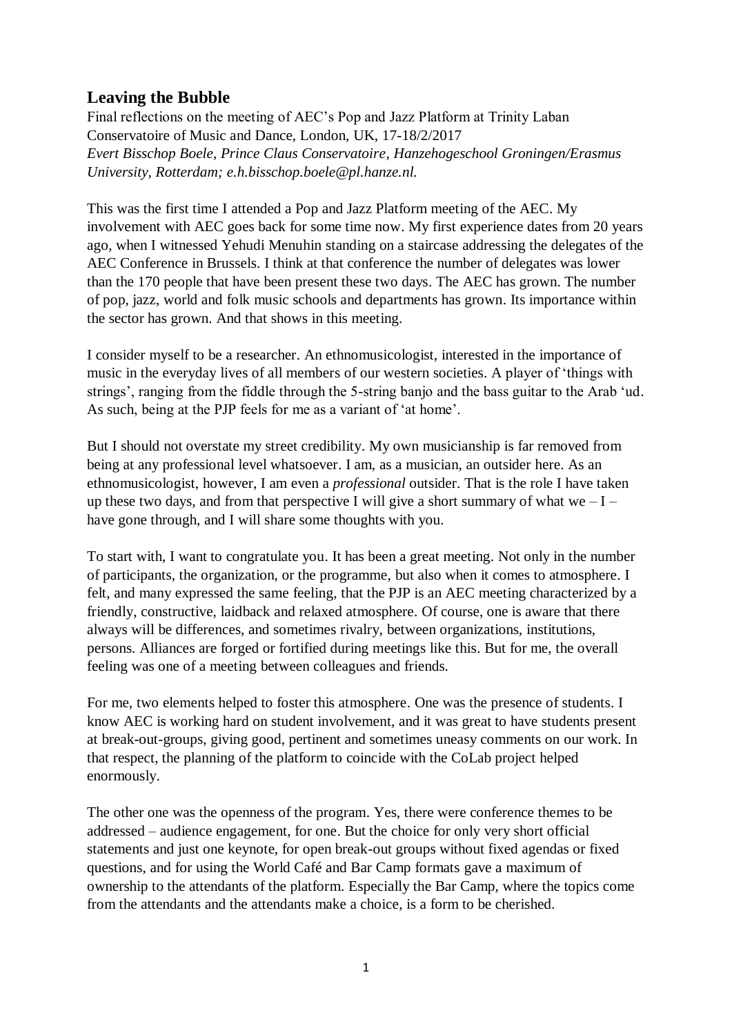## Leaving the Bubble

Final reflections on the meeting of AEC's Pop and Jazz Platform at Trinity Laban Conservatoire of Music and Dance, London, UK, 17-18/2/2017
*Evert Bisschop Boele, Prince Claus Conservatoire, Hanzehogeschool Groningen/Erasmus University, Rotterdam; e.h.bisschop.boele@pl.hanze.nl.*

This was the first time I attended a Pop and Jazz Platform meeting of the AEC. My involvement with AEC goes back for some time now. My first experience dates from 20 years ago, when I witnessed Yehudi Menuhin standing on a staircase addressing the delegates of the AEC Conference in Brussels. I think at that conference the number of delegates was lower than the 170 people that have been present these two days. The AEC has grown. The number of pop, jazz, world and folk music schools and departments has grown. Its importance within the sector has grown. And that shows in this meeting.

I consider myself to be a researcher. An ethnomusicologist, interested in the importance of music in the everyday lives of all members of our western societies. A player of 'things with strings', ranging from the fiddle through the 5-string banjo and the bass guitar to the Arab 'ud. As such, being at the PJP feels for me as a variant of 'at home'.

But I should not overstate my street credibility. My own musicianship is far removed from being at any professional level whatsoever. I am, as a musician, an outsider here. As an ethnomusicologist, however, I am even a *professional* outsider. That is the role I have taken up these two days, and from that perspective I will give a short summary of what we – I – have gone through, and I will share some thoughts with you.

To start with, I want to congratulate you. It has been a great meeting. Not only in the number of participants, the organization, or the programme, but also when it comes to atmosphere. I felt, and many expressed the same feeling, that the PJP is an AEC meeting characterized by a friendly, constructive, laidback and relaxed atmosphere. Of course, one is aware that there always will be differences, and sometimes rivalry, between organizations, institutions, persons. Alliances are forged or fortified during meetings like this. But for me, the overall feeling was one of a meeting between colleagues and friends.

For me, two elements helped to foster this atmosphere. One was the presence of students. I know AEC is working hard on student involvement, and it was great to have students present at break-out-groups, giving good, pertinent and sometimes uneasy comments on our work. In that respect, the planning of the platform to coincide with the CoLab project helped enormously.

The other one was the openness of the program. Yes, there were conference themes to be addressed – audience engagement, for one. But the choice for only very short official statements and just one keynote, for open break-out groups without fixed agendas or fixed questions, and for using the World Café and Bar Camp formats gave a maximum of ownership to the attendants of the platform. Especially the Bar Camp, where the topics come from the attendants and the attendants make a choice, is a form to be cherished.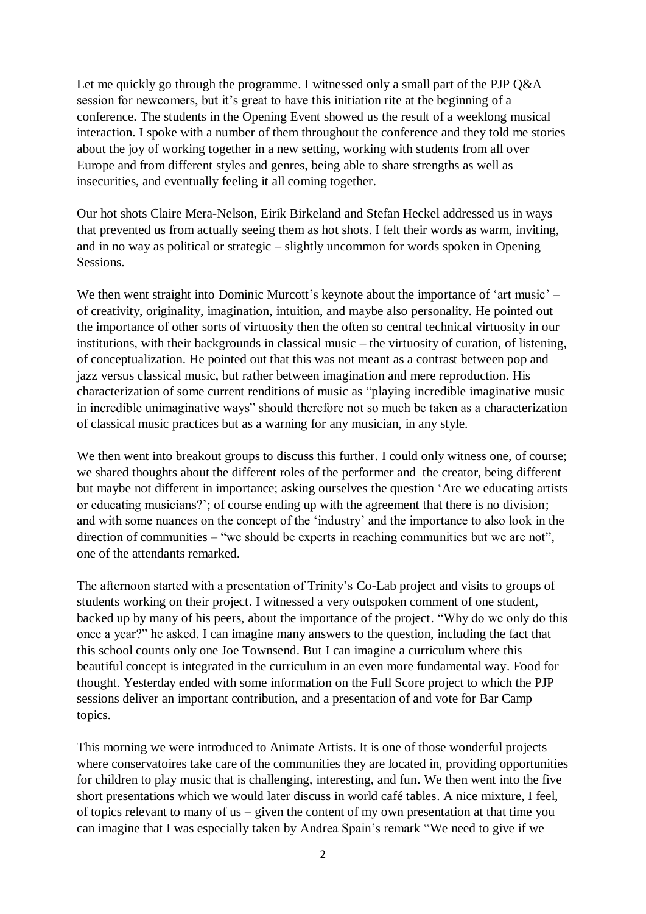Let me quickly go through the programme. I witnessed only a small part of the PJP Q&A session for newcomers, but it's great to have this initiation rite at the beginning of a conference. The students in the Opening Event showed us the result of a weeklong musical interaction. I spoke with a number of them throughout the conference and they told me stories about the joy of working together in a new setting, working with students from all over Europe and from different styles and genres, being able to share strengths as well as insecurities, and eventually feeling it all coming together.

Our hot shots Claire Mera-Nelson, Eirik Birkeland and Stefan Heckel addressed us in ways that prevented us from actually seeing them as hot shots. I felt their words as warm, inviting, and in no way as political or strategic – slightly uncommon for words spoken in Opening Sessions.

We then went straight into Dominic Murcott's keynote about the importance of 'art music' – of creativity, originality, imagination, intuition, and maybe also personality. He pointed out the importance of other sorts of virtuosity then the often so central technical virtuosity in our institutions, with their backgrounds in classical music – the virtuosity of curation, of listening, of conceptualization. He pointed out that this was not meant as a contrast between pop and jazz versus classical music, but rather between imagination and mere reproduction. His characterization of some current renditions of music as "playing incredible imaginative music in incredible unimaginative ways" should therefore not so much be taken as a characterization of classical music practices but as a warning for any musician, in any style.

We then went into breakout groups to discuss this further. I could only witness one, of course; we shared thoughts about the different roles of the performer and the creator, being different but maybe not different in importance; asking ourselves the question 'Are we educating artists or educating musicians?'; of course ending up with the agreement that there is no division; and with some nuances on the concept of the 'industry' and the importance to also look in the direction of communities – "we should be experts in reaching communities but we are not", one of the attendants remarked.

The afternoon started with a presentation of Trinity's Co-Lab project and visits to groups of students working on their project. I witnessed a very outspoken comment of one student, backed up by many of his peers, about the importance of the project. "Why do we only do this once a year?" he asked. I can imagine many answers to the question, including the fact that this school counts only one Joe Townsend. But I can imagine a curriculum where this beautiful concept is integrated in the curriculum in an even more fundamental way. Food for thought. Yesterday ended with some information on the Full Score project to which the PJP sessions deliver an important contribution, and a presentation of and vote for Bar Camp topics.

This morning we were introduced to Animate Artists. It is one of those wonderful projects where conservatoires take care of the communities they are located in, providing opportunities for children to play music that is challenging, interesting, and fun. We then went into the five short presentations which we would later discuss in world café tables. A nice mixture, I feel, of topics relevant to many of us – given the content of my own presentation at that time you can imagine that I was especially taken by Andrea Spain's remark "We need to give if we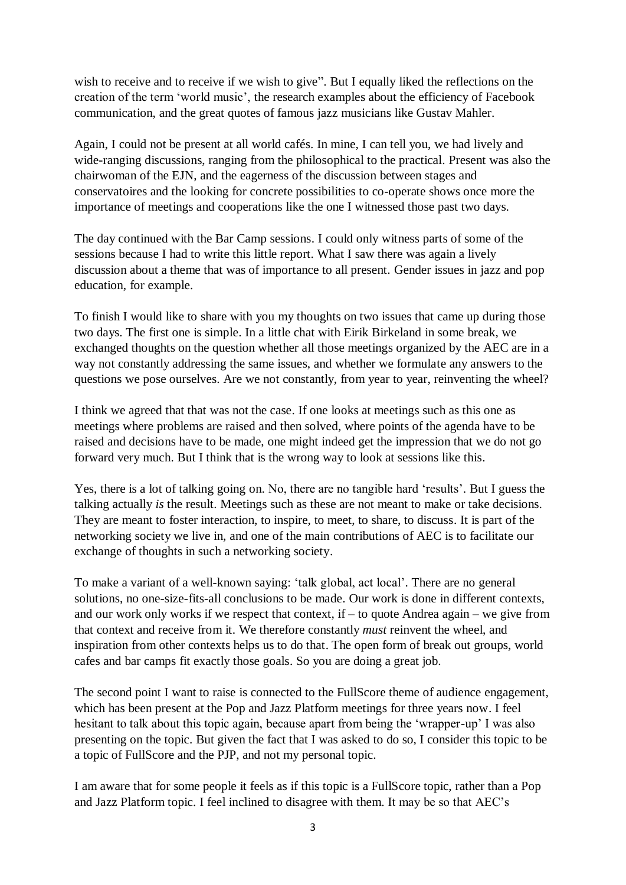wish to receive and to receive if we wish to give". But I equally liked the reflections on the creation of the term 'world music', the research examples about the efficiency of Facebook communication, and the great quotes of famous jazz musicians like Gustav Mahler.

Again, I could not be present at all world cafés. In mine, I can tell you, we had lively and wide-ranging discussions, ranging from the philosophical to the practical. Present was also the chairwoman of the EJN, and the eagerness of the discussion between stages and conservatoires and the looking for concrete possibilities to co-operate shows once more the importance of meetings and cooperations like the one I witnessed those past two days.

The day continued with the Bar Camp sessions. I could only witness parts of some of the sessions because I had to write this little report. What I saw there was again a lively discussion about a theme that was of importance to all present. Gender issues in jazz and pop education, for example.

To finish I would like to share with you my thoughts on two issues that came up during those two days. The first one is simple. In a little chat with Eirik Birkeland in some break, we exchanged thoughts on the question whether all those meetings organized by the AEC are in a way not constantly addressing the same issues, and whether we formulate any answers to the questions we pose ourselves. Are we not constantly, from year to year, reinventing the wheel?

I think we agreed that that was not the case. If one looks at meetings such as this one as meetings where problems are raised and then solved, where points of the agenda have to be raised and decisions have to be made, one might indeed get the impression that we do not go forward very much. But I think that is the wrong way to look at sessions like this.

Yes, there is a lot of talking going on. No, there are no tangible hard 'results'. But I guess the talking actually *is* the result. Meetings such as these are not meant to make or take decisions. They are meant to foster interaction, to inspire, to meet, to share, to discuss. It is part of the networking society we live in, and one of the main contributions of AEC is to facilitate our exchange of thoughts in such a networking society.

To make a variant of a well-known saying: 'talk global, act local'. There are no general solutions, no one-size-fits-all conclusions to be made. Our work is done in different contexts, and our work only works if we respect that context, if – to quote Andrea again – we give from that context and receive from it. We therefore constantly *must* reinvent the wheel, and inspiration from other contexts helps us to do that. The open form of break out groups, world cafes and bar camps fit exactly those goals. So you are doing a great job.

The second point I want to raise is connected to the FullScore theme of audience engagement, which has been present at the Pop and Jazz Platform meetings for three years now. I feel hesitant to talk about this topic again, because apart from being the 'wrapper-up' I was also presenting on the topic. But given the fact that I was asked to do so, I consider this topic to be a topic of FullScore and the PJP, and not my personal topic.

I am aware that for some people it feels as if this topic is a FullScore topic, rather than a Pop and Jazz Platform topic. I feel inclined to disagree with them. It may be so that AEC's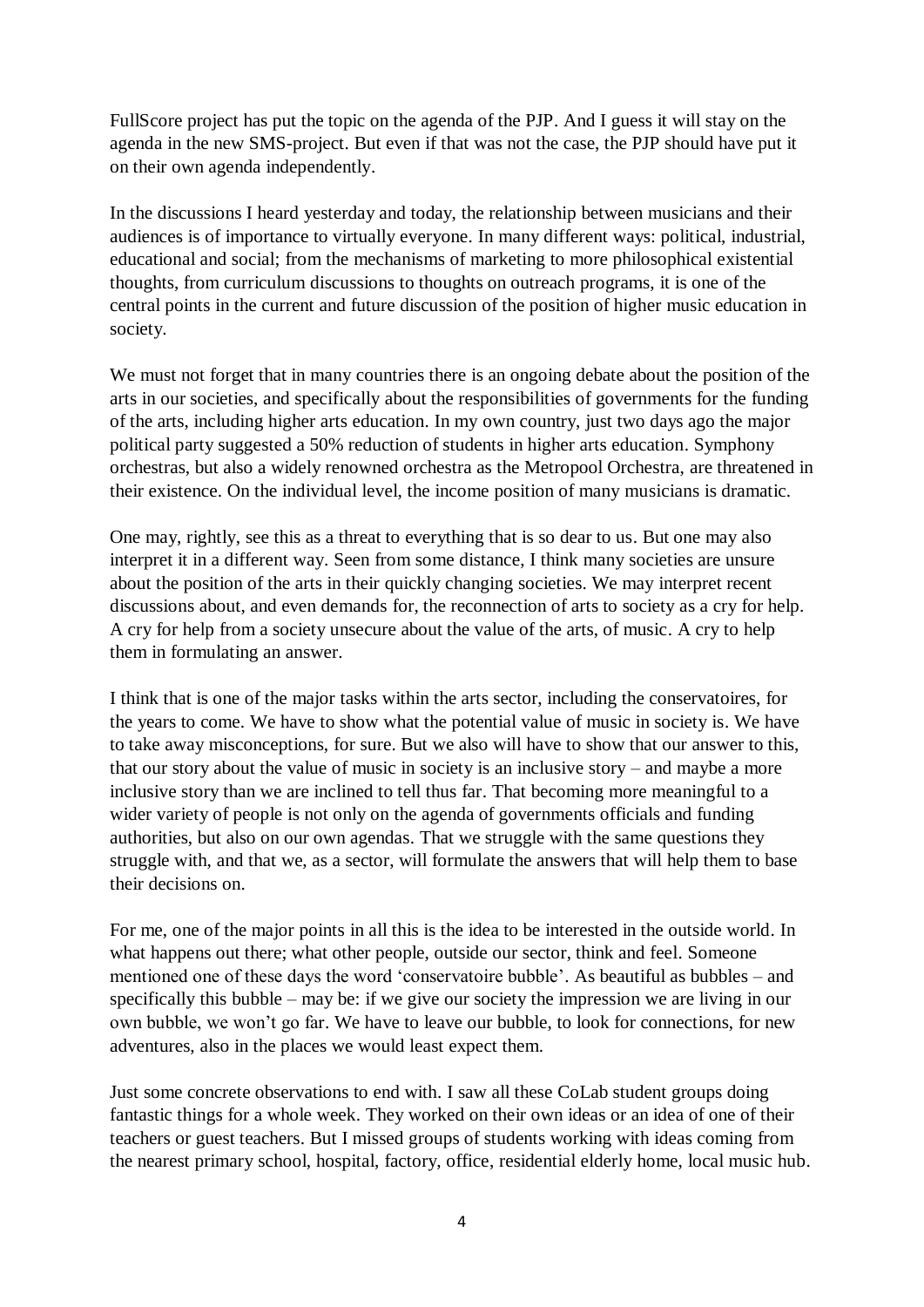FullScore project has put the topic on the agenda of the PJP. And I guess it will stay on the agenda in the new SMS-project. But even if that was not the case, the PJP should have put it on their own agenda independently.

In the discussions I heard yesterday and today, the relationship between musicians and their audiences is of importance to virtually everyone. In many different ways: political, industrial, educational and social; from the mechanisms of marketing to more philosophical existential thoughts, from curriculum discussions to thoughts on outreach programs, it is one of the central points in the current and future discussion of the position of higher music education in society.

We must not forget that in many countries there is an ongoing debate about the position of the arts in our societies, and specifically about the responsibilities of governments for the funding of the arts, including higher arts education. In my own country, just two days ago the major political party suggested a 50% reduction of students in higher arts education. Symphony orchestras, but also a widely renowned orchestra as the Metropool Orchestra, are threatened in their existence. On the individual level, the income position of many musicians is dramatic.

One may, rightly, see this as a threat to everything that is so dear to us. But one may also interpret it in a different way. Seen from some distance, I think many societies are unsure about the position of the arts in their quickly changing societies. We may interpret recent discussions about, and even demands for, the reconnection of arts to society as a cry for help. A cry for help from a society unsecure about the value of the arts, of music. A cry to help them in formulating an answer.

I think that is one of the major tasks within the arts sector, including the conservatoires, for the years to come. We have to show what the potential value of music in society is. We have to take away misconceptions, for sure. But we also will have to show that our answer to this, that our story about the value of music in society is an inclusive story – and maybe a more inclusive story than we are inclined to tell thus far. That becoming more meaningful to a wider variety of people is not only on the agenda of governments officials and funding authorities, but also on our own agendas. That we struggle with the same questions they struggle with, and that we, as a sector, will formulate the answers that will help them to base their decisions on.

For me, one of the major points in all this is the idea to be interested in the outside world. In what happens out there; what other people, outside our sector, think and feel. Someone mentioned one of these days the word 'conservatoire bubble'. As beautiful as bubbles – and specifically this bubble – may be: if we give our society the impression we are living in our own bubble, we won't go far. We have to leave our bubble, to look for connections, for new adventures, also in the places we would least expect them.

Just some concrete observations to end with. I saw all these CoLab student groups doing fantastic things for a whole week. They worked on their own ideas or an idea of one of their teachers or guest teachers. But I missed groups of students working with ideas coming from the nearest primary school, hospital, factory, office, residential elderly home, local music hub.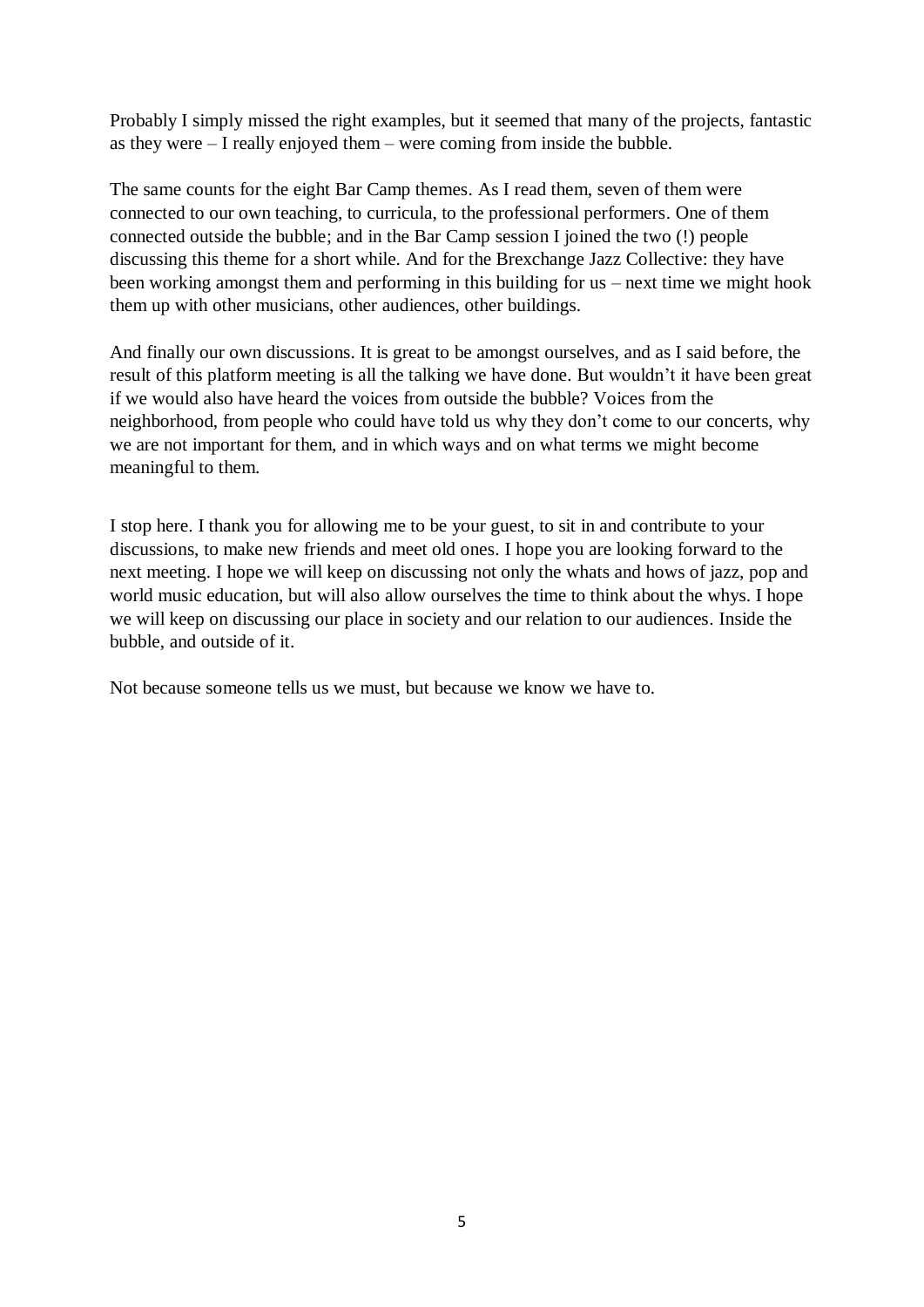Probably I simply missed the right examples, but it seemed that many of the projects, fantastic as they were – I really enjoyed them – were coming from inside the bubble.

The same counts for the eight Bar Camp themes. As I read them, seven of them were connected to our own teaching, to curricula, to the professional performers. One of them connected outside the bubble; and in the Bar Camp session I joined the two (!) people discussing this theme for a short while. And for the Brexchange Jazz Collective: they have been working amongst them and performing in this building for us – next time we might hook them up with other musicians, other audiences, other buildings.

And finally our own discussions. It is great to be amongst ourselves, and as I said before, the result of this platform meeting is all the talking we have done. But wouldn't it have been great if we would also have heard the voices from outside the bubble? Voices from the neighborhood, from people who could have told us why they don't come to our concerts, why we are not important for them, and in which ways and on what terms we might become meaningful to them.

I stop here. I thank you for allowing me to be your guest, to sit in and contribute to your discussions, to make new friends and meet old ones. I hope you are looking forward to the next meeting. I hope we will keep on discussing not only the whats and hows of jazz, pop and world music education, but will also allow ourselves the time to think about the whys. I hope we will keep on discussing our place in society and our relation to our audiences. Inside the bubble, and outside of it.

Not because someone tells us we must, but because we know we have to.